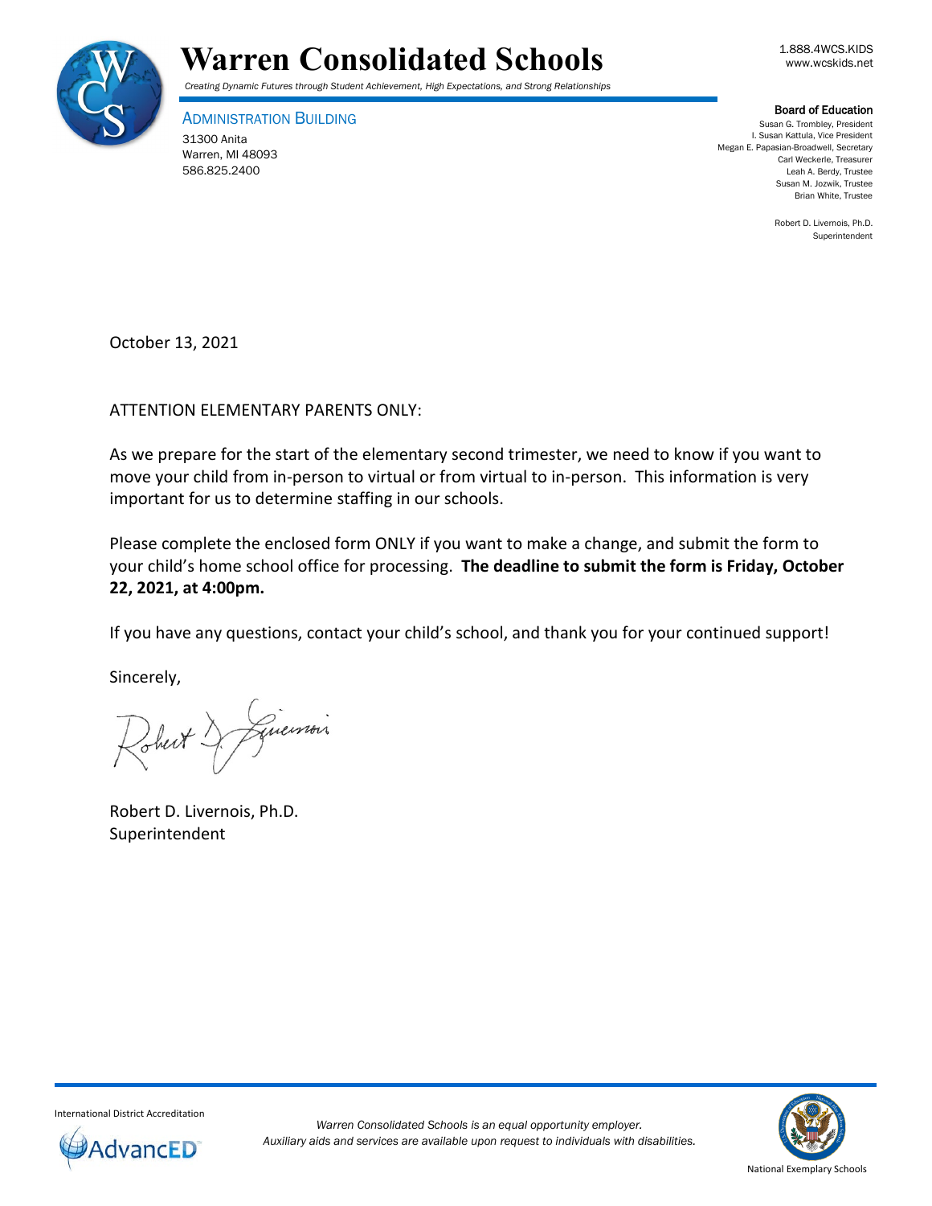# Warren Consolidated Schools

*Creating Dynamic Futures through Student Achievement, High Expectations, and Strong Relationships*

1.888.4WCS.KIDS
www.wcskids.net

ADMINISTRATION BUILDING
31300 Anita
Warren, MI 48093
586.825.2400

**Board of Education**
Susan G. Trombley, President
I. Susan Kattula, Vice President
Megan E. Papasian-Broadwell, Secretary
Carl Weckerle, Treasurer
Leah A. Berdy, Trustee
Susan M. Jozwik, Trustee
Brian White, Trustee

Robert D. Livernois, Ph.D.
Superintendent

October 13, 2021

ATTENTION ELEMENTARY PARENTS ONLY:

As we prepare for the start of the elementary second trimester, we need to know if you want to move your child from in-person to virtual or from virtual to in-person. This information is very important for us to determine staffing in our schools.

Please complete the enclosed form ONLY if you want to make a change, and submit the form to your child's home school office for processing. **The deadline to submit the form is Friday, October 22, 2021, at 4:00pm.**

If you have any questions, contact your child's school, and thank you for your continued support!

Sincerely,

Robert D. Livernois, Ph.D.
Superintendent

International District Accreditation
AdvancED

*Warren Consolidated Schools is an equal opportunity employer.*
*Auxiliary aids and services are available upon request to individuals with disabilities.*

National Exemplary Schools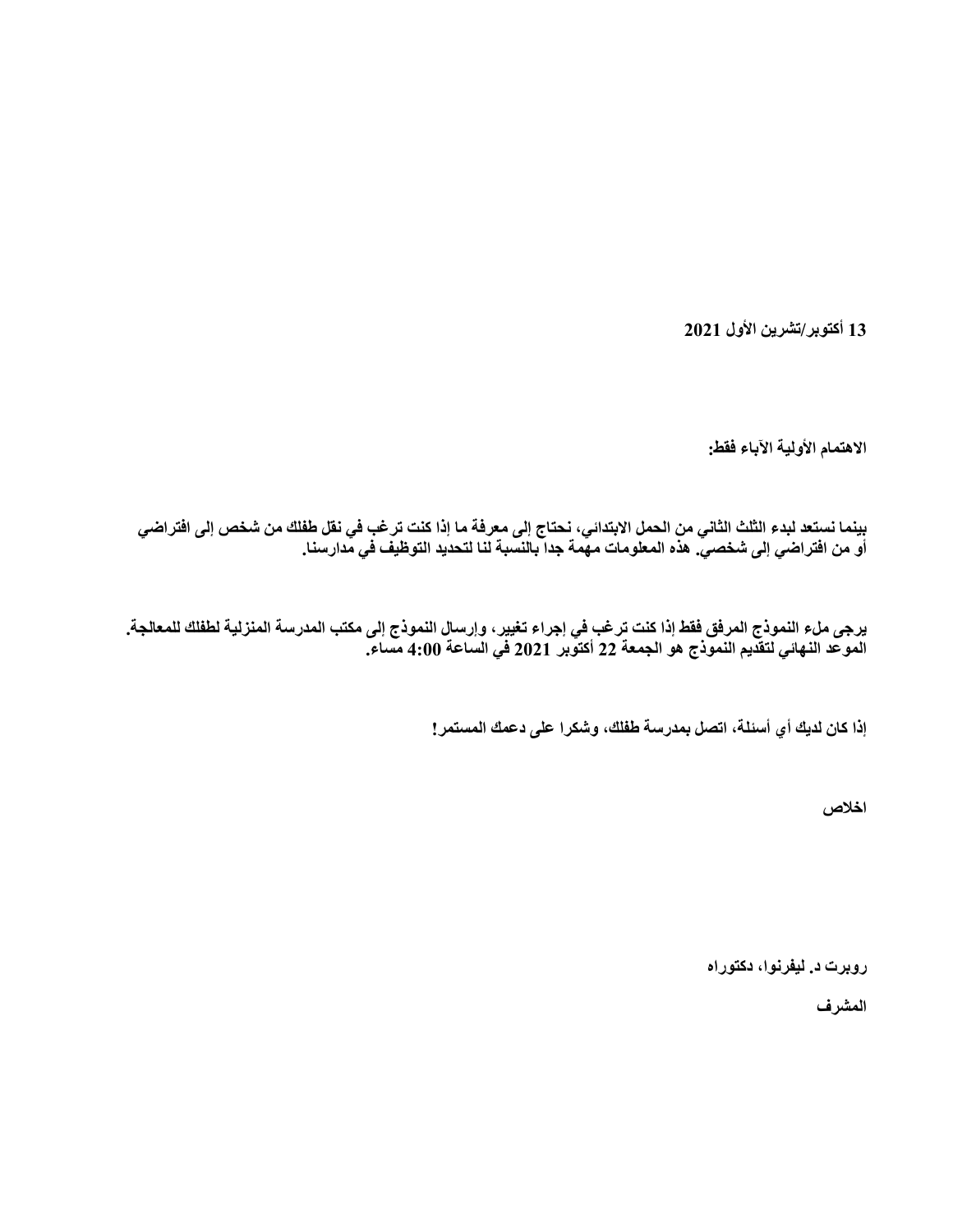**13 أكتوبر/تشرين الأول 2021**

**الاهتمام الأولية الآباء فقط:**

**بينما نستعد لبدء الثلث الثاني من الحمل الابتدائي، نحتاج إلى معرفة ما إذا كنت ترغب في نقل طفلك من شخص إلى افتراضي أو من افتراضي إلى شخصي. هذه المعلومات مهمة جدا بالنسبة لنا لتحديد التوظيف في مدارسنا.**

**يرجى ملء النموذج المرفق فقط إذا كنت ترغب في إجراء تغيير، وإرسال النموذج إلى مكتب المدرسة المنزلية لطفلك للمعالجة. الموعد النهائي لتقديم النموذج هو الجمعة 22 أكتوبر 2021 في الساعة 4:00 مساء.**

**إذا كان لديك أي أسئلة، اتصل بمدرسة طفلك، وشكرا على دعمك المستمر!**

**اخلاص**

**روبرت د. ليفرنوا، دكتوراه**

**المشرف**